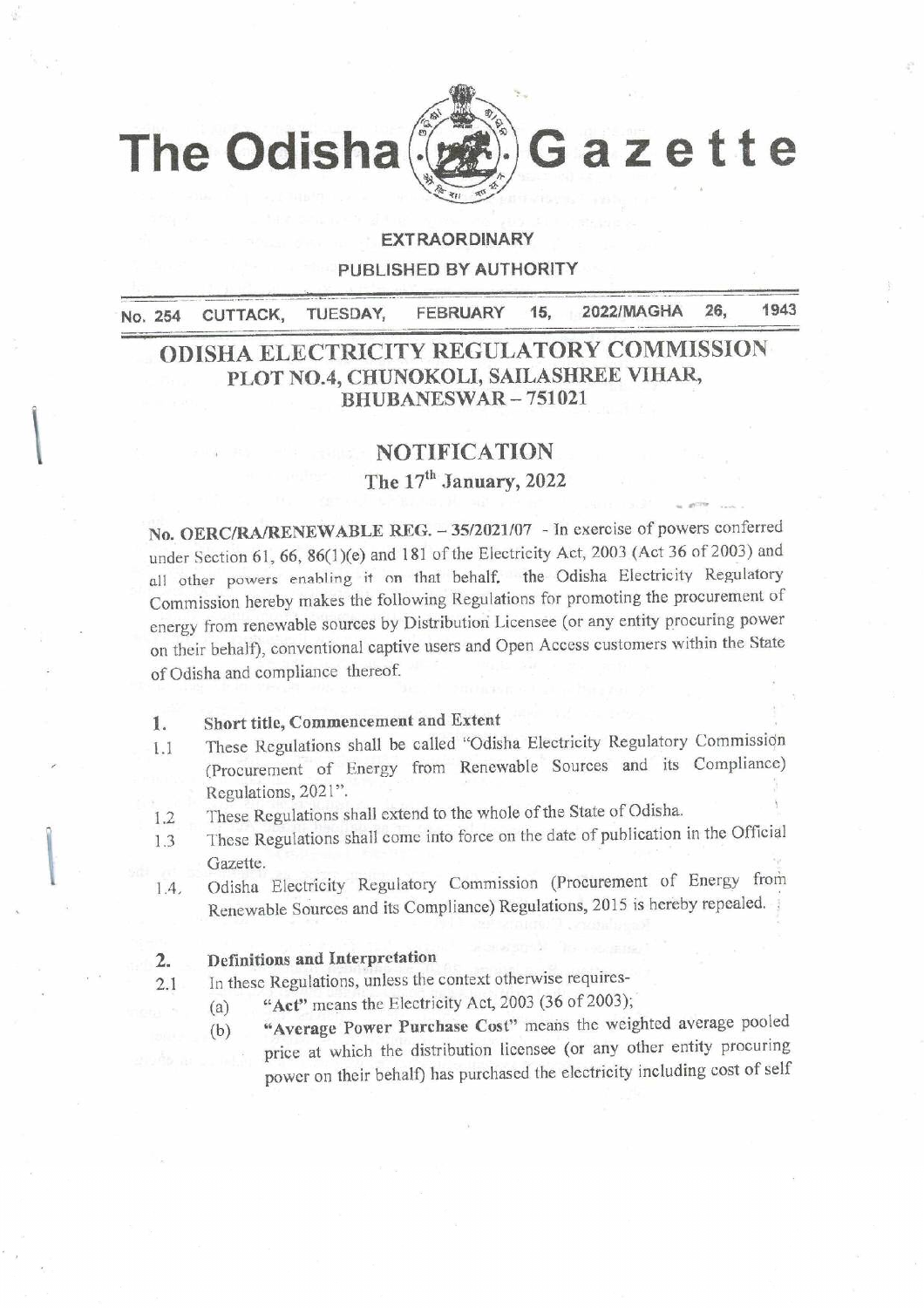# The Odisha Gazette

**EXTRAORDINARY**

**PUBLISHED BY AUTHORITY**

**No. 254 CUTTACK, TUESDAY, FEBRUARY 15, 2022/MAGHA 26, 1943**

## ODISHA ELECTRICITY REGULATORY COMMISSION
### PLOT NO.4, CHUNOKOLI, SAILASHREE VIHAR, BHUBANESWAR – 751021

## NOTIFICATION

### The 17th January, 2022

**No. OERC/RA/RENEWABLE REG. – 35/2021/07** - In exercise of powers conferred under Section 61, 66, 86(1)(e) and 181 of the Electricity Act, 2003 (Act 36 of 2003) and all other powers enabling it on that behalf, the Odisha Electricity Regulatory Commission hereby makes the following Regulations for promoting the procurement of energy from renewable sources by Distribution Licensee (or any entity procuring power on their behalf), conventional captive users and Open Access customers within the State of Odisha and compliance thereof.

**1. Short title, Commencement and Extent**

1.1 These Regulations shall be called "Odisha Electricity Regulatory Commission (Procurement of Energy from Renewable Sources and its Compliance) Regulations, 2021".

1.2 These Regulations shall extend to the whole of the State of Odisha.

1.3 These Regulations shall come into force on the date of publication in the Official Gazette.

1.4. Odisha Electricity Regulatory Commission (Procurement of Energy from Renewable Sources and its Compliance) Regulations, 2015 is hereby repealed.

**2. Definitions and Interpretation**

2.1 In these Regulations, unless the context otherwise requires-

(a) **"Act"** means the Electricity Act, 2003 (36 of 2003);

(b) **"Average Power Purchase Cost"** means the weighted average pooled price at which the distribution licensee (or any other entity procuring power on their behalf) has purchased the electricity including cost of self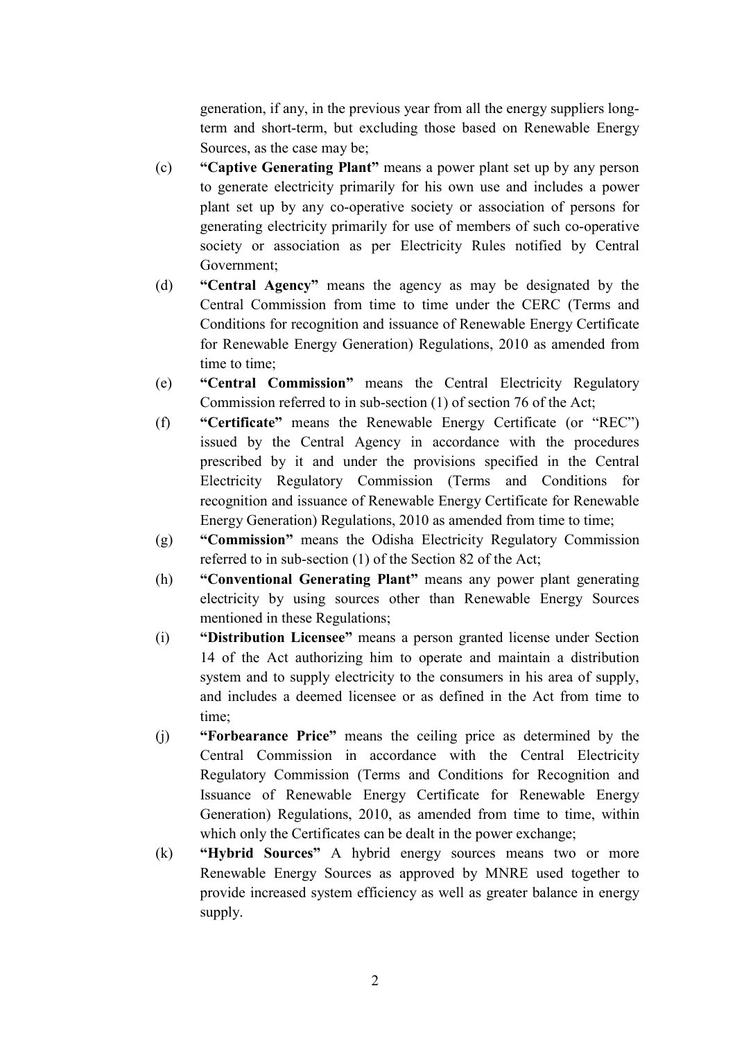generation, if any, in the previous year from all the energy suppliers long-term and short-term, but excluding those based on Renewable Energy Sources, as the case may be;

(c) **"Captive Generating Plant"** means a power plant set up by any person to generate electricity primarily for his own use and includes a power plant set up by any co-operative society or association of persons for generating electricity primarily for use of members of such co-operative society or association as per Electricity Rules notified by Central Government;

(d) **"Central Agency"** means the agency as may be designated by the Central Commission from time to time under the CERC (Terms and Conditions for recognition and issuance of Renewable Energy Certificate for Renewable Energy Generation) Regulations, 2010 as amended from time to time;

(e) **"Central Commission"** means the Central Electricity Regulatory Commission referred to in sub-section (1) of section 76 of the Act;

(f) **"Certificate"** means the Renewable Energy Certificate (or "REC") issued by the Central Agency in accordance with the procedures prescribed by it and under the provisions specified in the Central Electricity Regulatory Commission (Terms and Conditions for recognition and issuance of Renewable Energy Certificate for Renewable Energy Generation) Regulations, 2010 as amended from time to time;

(g) **"Commission"** means the Odisha Electricity Regulatory Commission referred to in sub-section (1) of the Section 82 of the Act;

(h) **"Conventional Generating Plant"** means any power plant generating electricity by using sources other than Renewable Energy Sources mentioned in these Regulations;

(i) **"Distribution Licensee"** means a person granted license under Section 14 of the Act authorizing him to operate and maintain a distribution system and to supply electricity to the consumers in his area of supply, and includes a deemed licensee or as defined in the Act from time to time;

(j) **"Forbearance Price"** means the ceiling price as determined by the Central Commission in accordance with the Central Electricity Regulatory Commission (Terms and Conditions for Recognition and Issuance of Renewable Energy Certificate for Renewable Energy Generation) Regulations, 2010, as amended from time to time, within which only the Certificates can be dealt in the power exchange;

(k) **"Hybrid Sources"** A hybrid energy sources means two or more Renewable Energy Sources as approved by MNRE used together to provide increased system efficiency as well as greater balance in energy supply.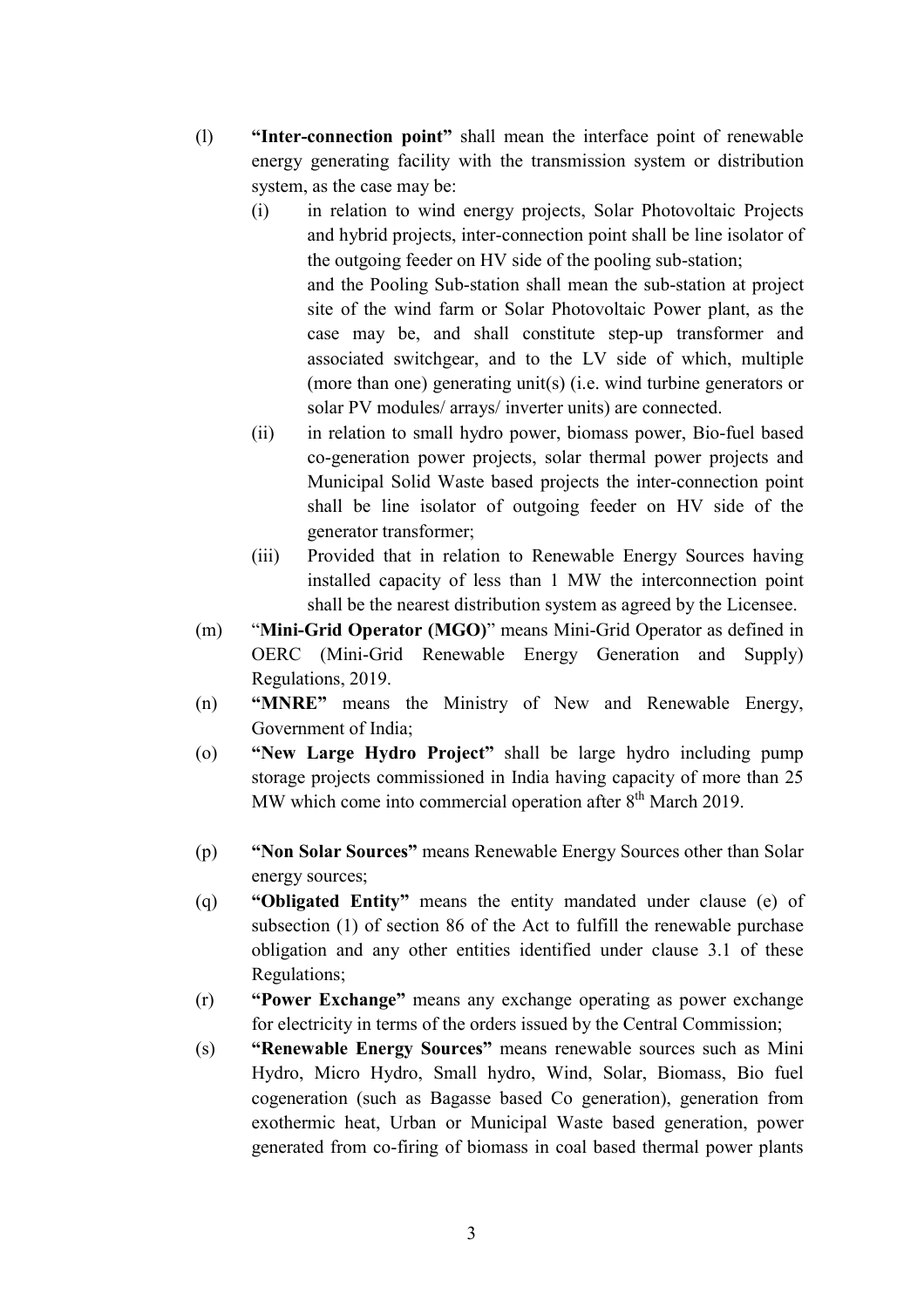(l) **"Inter-connection point"** shall mean the interface point of renewable energy generating facility with the transmission system or distribution system, as the case may be:

   (i) in relation to wind energy projects, Solar Photovoltaic Projects and hybrid projects, inter-connection point shall be line isolator of the outgoing feeder on HV side of the pooling sub-station;
   and the Pooling Sub-station shall mean the sub-station at project site of the wind farm or Solar Photovoltaic Power plant, as the case may be, and shall constitute step-up transformer and associated switchgear, and to the LV side of which, multiple (more than one) generating unit(s) (i.e. wind turbine generators or solar PV modules/ arrays/ inverter units) are connected.

   (ii) in relation to small hydro power, biomass power, Bio-fuel based co-generation power projects, solar thermal power projects and Municipal Solid Waste based projects the inter-connection point shall be line isolator of outgoing feeder on HV side of the generator transformer;

   (iii) Provided that in relation to Renewable Energy Sources having installed capacity of less than 1 MW the interconnection point shall be the nearest distribution system as agreed by the Licensee.

(m) "**Mini-Grid Operator (MGO)**" means Mini-Grid Operator as defined in OERC (Mini-Grid Renewable Energy Generation and Supply) Regulations, 2019.

(n) **"MNRE"** means the Ministry of New and Renewable Energy, Government of India;

(o) **"New Large Hydro Project"** shall be large hydro including pump storage projects commissioned in India having capacity of more than 25 MW which come into commercial operation after 8th March 2019.

(p) **"Non Solar Sources"** means Renewable Energy Sources other than Solar energy sources;

(q) **"Obligated Entity"** means the entity mandated under clause (e) of subsection (1) of section 86 of the Act to fulfill the renewable purchase obligation and any other entities identified under clause 3.1 of these Regulations;

(r) **"Power Exchange"** means any exchange operating as power exchange for electricity in terms of the orders issued by the Central Commission;

(s) **"Renewable Energy Sources"** means renewable sources such as Mini Hydro, Micro Hydro, Small hydro, Wind, Solar, Biomass, Bio fuel cogeneration (such as Bagasse based Co generation), generation from exothermic heat, Urban or Municipal Waste based generation, power generated from co-firing of biomass in coal based thermal power plants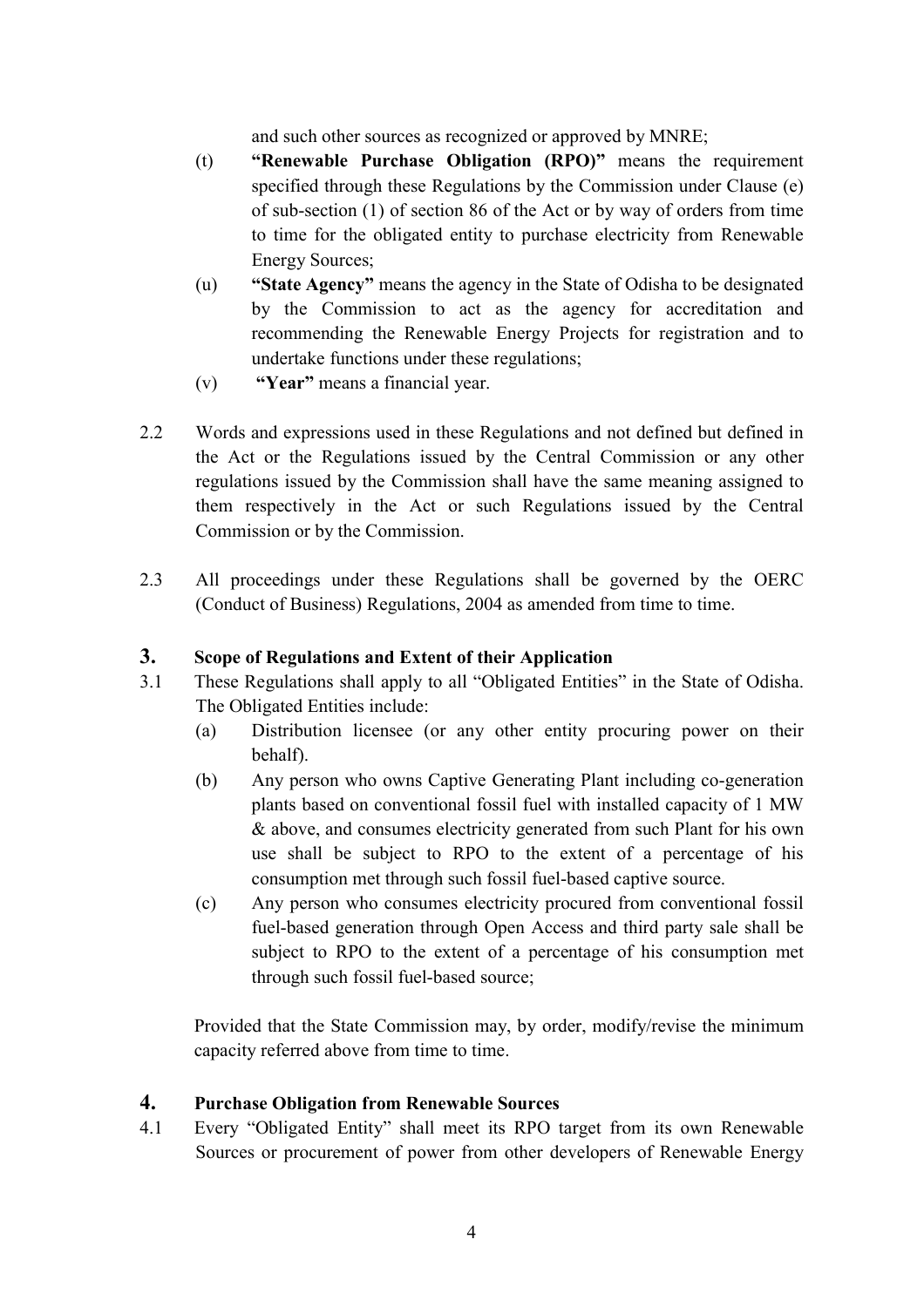and such other sources as recognized or approved by MNRE;

(t) **"Renewable Purchase Obligation (RPO)"** means the requirement specified through these Regulations by the Commission under Clause (e) of sub-section (1) of section 86 of the Act or by way of orders from time to time for the obligated entity to purchase electricity from Renewable Energy Sources;

(u) **"State Agency"** means the agency in the State of Odisha to be designated by the Commission to act as the agency for accreditation and recommending the Renewable Energy Projects for registration and to undertake functions under these regulations;

(v) **"Year"** means a financial year.

2.2 Words and expressions used in these Regulations and not defined but defined in the Act or the Regulations issued by the Central Commission or any other regulations issued by the Commission shall have the same meaning assigned to them respectively in the Act or such Regulations issued by the Central Commission or by the Commission.

2.3 All proceedings under these Regulations shall be governed by the OERC (Conduct of Business) Regulations, 2004 as amended from time to time.

## 3. Scope of Regulations and Extent of their Application

3.1 These Regulations shall apply to all "Obligated Entities" in the State of Odisha. The Obligated Entities include:

(a) Distribution licensee (or any other entity procuring power on their behalf).

(b) Any person who owns Captive Generating Plant including co-generation plants based on conventional fossil fuel with installed capacity of 1 MW & above, and consumes electricity generated from such Plant for his own use shall be subject to RPO to the extent of a percentage of his consumption met through such fossil fuel-based captive source.

(c) Any person who consumes electricity procured from conventional fossil fuel-based generation through Open Access and third party sale shall be subject to RPO to the extent of a percentage of his consumption met through such fossil fuel-based source;

Provided that the State Commission may, by order, modify/revise the minimum capacity referred above from time to time.

## 4. Purchase Obligation from Renewable Sources

4.1 Every "Obligated Entity" shall meet its RPO target from its own Renewable Sources or procurement of power from other developers of Renewable Energy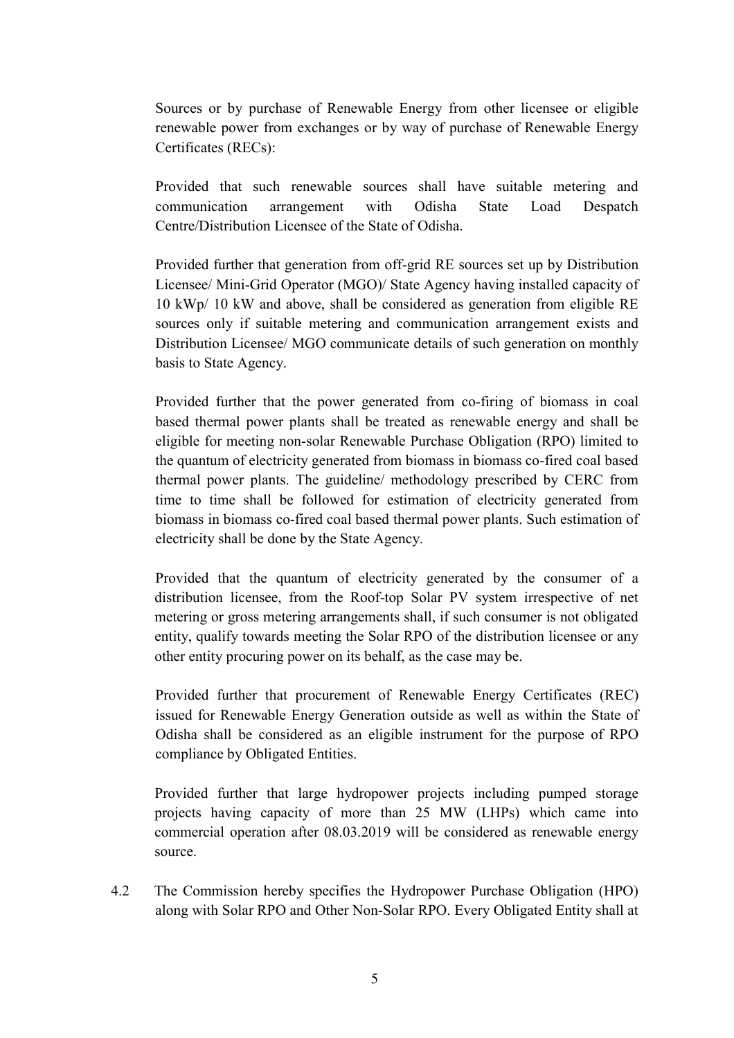Sources or by purchase of Renewable Energy from other licensee or eligible renewable power from exchanges or by way of purchase of Renewable Energy Certificates (RECs):

Provided that such renewable sources shall have suitable metering and communication arrangement with Odisha State Load Despatch Centre/Distribution Licensee of the State of Odisha.

Provided further that generation from off-grid RE sources set up by Distribution Licensee/ Mini-Grid Operator (MGO)/ State Agency having installed capacity of 10 kWp/ 10 kW and above, shall be considered as generation from eligible RE sources only if suitable metering and communication arrangement exists and Distribution Licensee/ MGO communicate details of such generation on monthly basis to State Agency.

Provided further that the power generated from co-firing of biomass in coal based thermal power plants shall be treated as renewable energy and shall be eligible for meeting non-solar Renewable Purchase Obligation (RPO) limited to the quantum of electricity generated from biomass in biomass co-fired coal based thermal power plants. The guideline/ methodology prescribed by CERC from time to time shall be followed for estimation of electricity generated from biomass in biomass co-fired coal based thermal power plants. Such estimation of electricity shall be done by the State Agency.

Provided that the quantum of electricity generated by the consumer of a distribution licensee, from the Roof-top Solar PV system irrespective of net metering or gross metering arrangements shall, if such consumer is not obligated entity, qualify towards meeting the Solar RPO of the distribution licensee or any other entity procuring power on its behalf, as the case may be.

Provided further that procurement of Renewable Energy Certificates (REC) issued for Renewable Energy Generation outside as well as within the State of Odisha shall be considered as an eligible instrument for the purpose of RPO compliance by Obligated Entities.

Provided further that large hydropower projects including pumped storage projects having capacity of more than 25 MW (LHPs) which came into commercial operation after 08.03.2019 will be considered as renewable energy source.

4.2 The Commission hereby specifies the Hydropower Purchase Obligation (HPO) along with Solar RPO and Other Non-Solar RPO. Every Obligated Entity shall at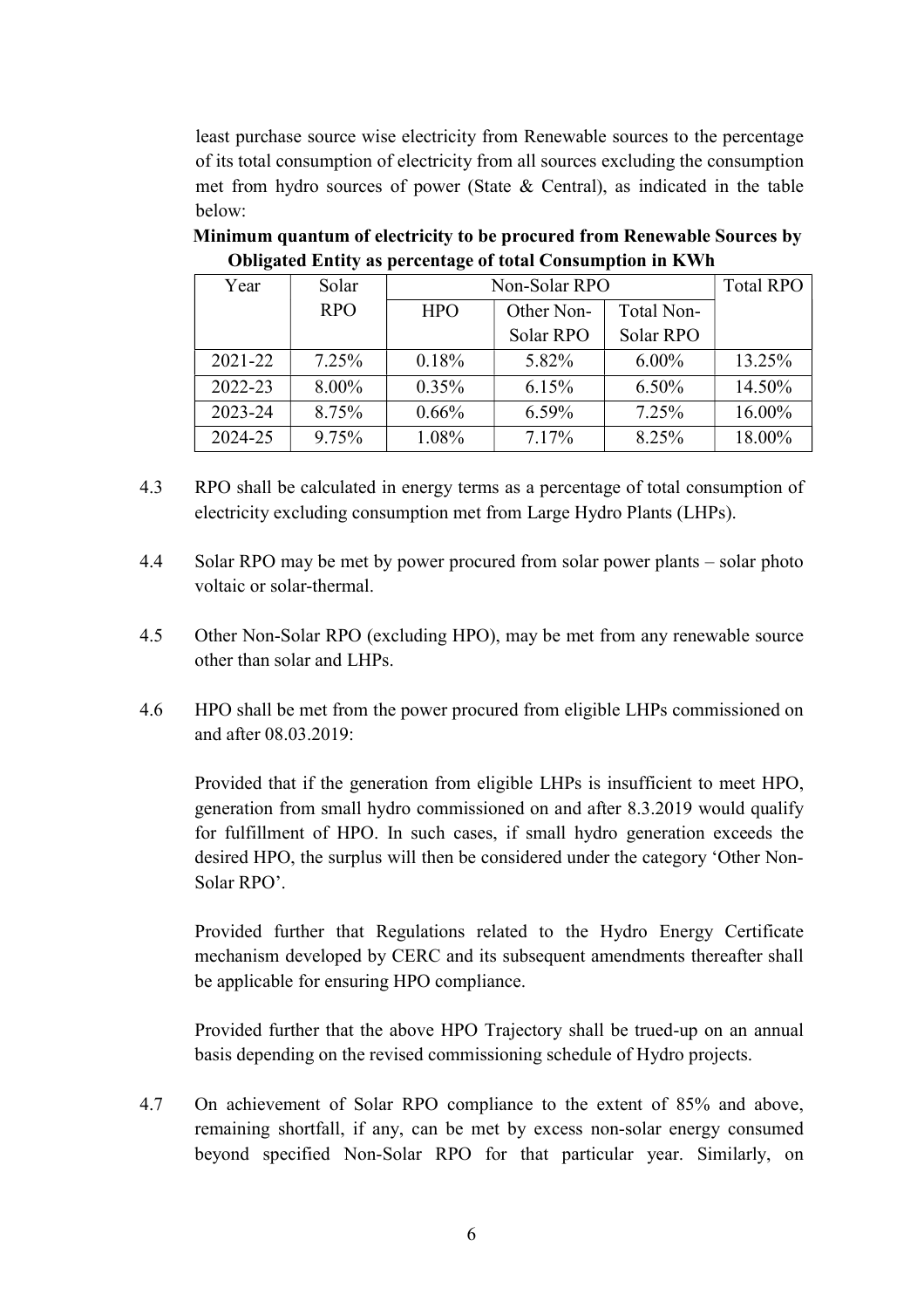least purchase source wise electricity from Renewable sources to the percentage of its total consumption of electricity from all sources excluding the consumption met from hydro sources of power (State & Central), as indicated in the table below:

**Minimum quantum of electricity to be procured from Renewable Sources by Obligated Entity as percentage of total Consumption in KWh**

| Year | Solar RPO | Non-Solar RPO | | | Total RPO |
|---|---|---|---|---|---|
| | | HPO | Other Non-Solar RPO | Total Non-Solar RPO | |
| 2021-22 | 7.25% | 0.18% | 5.82% | 6.00% | 13.25% |
| 2022-23 | 8.00% | 0.35% | 6.15% | 6.50% | 14.50% |
| 2023-24 | 8.75% | 0.66% | 6.59% | 7.25% | 16.00% |
| 2024-25 | 9.75% | 1.08% | 7.17% | 8.25% | 18.00% |

4.3 RPO shall be calculated in energy terms as a percentage of total consumption of electricity excluding consumption met from Large Hydro Plants (LHPs).

4.4 Solar RPO may be met by power procured from solar power plants – solar photo voltaic or solar-thermal.

4.5 Other Non-Solar RPO (excluding HPO), may be met from any renewable source other than solar and LHPs.

4.6 HPO shall be met from the power procured from eligible LHPs commissioned on and after 08.03.2019:

Provided that if the generation from eligible LHPs is insufficient to meet HPO, generation from small hydro commissioned on and after 8.3.2019 would qualify for fulfillment of HPO. In such cases, if small hydro generation exceeds the desired HPO, the surplus will then be considered under the category 'Other Non-Solar RPO'.

Provided further that Regulations related to the Hydro Energy Certificate mechanism developed by CERC and its subsequent amendments thereafter shall be applicable for ensuring HPO compliance.

Provided further that the above HPO Trajectory shall be trued-up on an annual basis depending on the revised commissioning schedule of Hydro projects.

4.7 On achievement of Solar RPO compliance to the extent of 85% and above, remaining shortfall, if any, can be met by excess non-solar energy consumed beyond specified Non-Solar RPO for that particular year. Similarly, on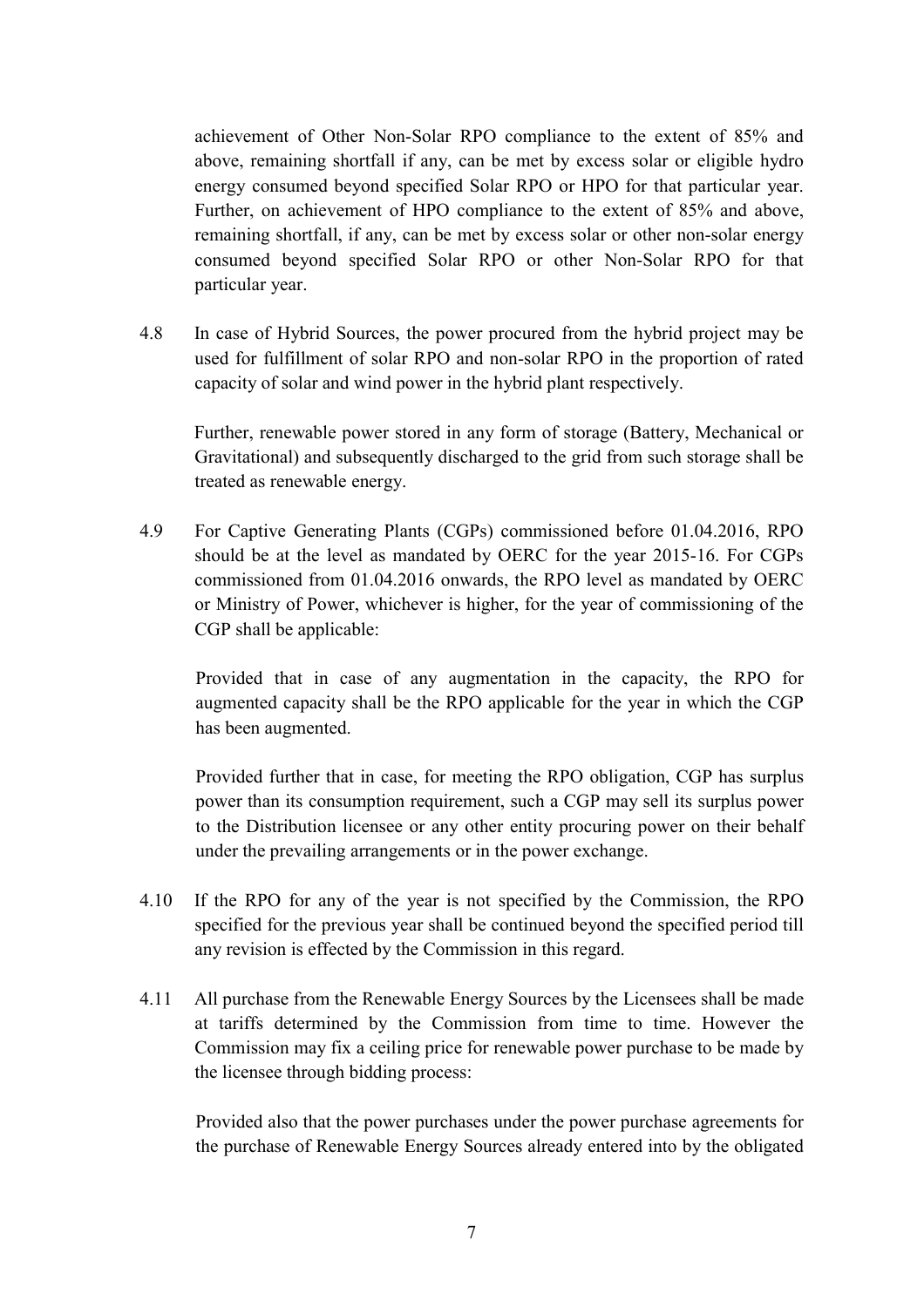achievement of Other Non-Solar RPO compliance to the extent of 85% and above, remaining shortfall if any, can be met by excess solar or eligible hydro energy consumed beyond specified Solar RPO or HPO for that particular year. Further, on achievement of HPO compliance to the extent of 85% and above, remaining shortfall, if any, can be met by excess solar or other non-solar energy consumed beyond specified Solar RPO or other Non-Solar RPO for that particular year.

4.8 In case of Hybrid Sources, the power procured from the hybrid project may be used for fulfillment of solar RPO and non-solar RPO in the proportion of rated capacity of solar and wind power in the hybrid plant respectively.

Further, renewable power stored in any form of storage (Battery, Mechanical or Gravitational) and subsequently discharged to the grid from such storage shall be treated as renewable energy.

4.9 For Captive Generating Plants (CGPs) commissioned before 01.04.2016, RPO should be at the level as mandated by OERC for the year 2015-16. For CGPs commissioned from 01.04.2016 onwards, the RPO level as mandated by OERC or Ministry of Power, whichever is higher, for the year of commissioning of the CGP shall be applicable:

Provided that in case of any augmentation in the capacity, the RPO for augmented capacity shall be the RPO applicable for the year in which the CGP has been augmented.

Provided further that in case, for meeting the RPO obligation, CGP has surplus power than its consumption requirement, such a CGP may sell its surplus power to the Distribution licensee or any other entity procuring power on their behalf under the prevailing arrangements or in the power exchange.

4.10 If the RPO for any of the year is not specified by the Commission, the RPO specified for the previous year shall be continued beyond the specified period till any revision is effected by the Commission in this regard.

4.11 All purchase from the Renewable Energy Sources by the Licensees shall be made at tariffs determined by the Commission from time to time. However the Commission may fix a ceiling price for renewable power purchase to be made by the licensee through bidding process:

Provided also that the power purchases under the power purchase agreements for the purchase of Renewable Energy Sources already entered into by the obligated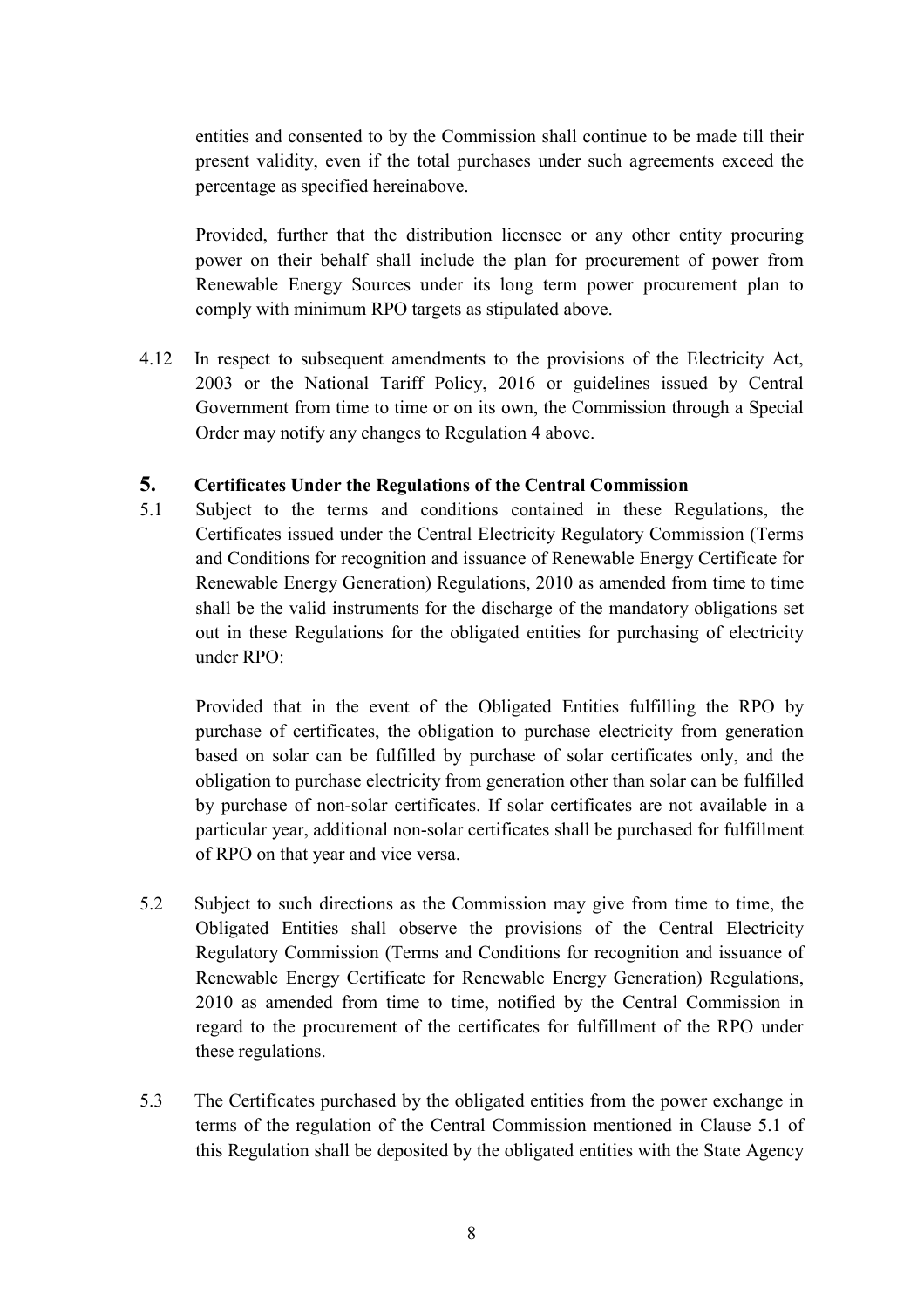entities and consented to by the Commission shall continue to be made till their present validity, even if the total purchases under such agreements exceed the percentage as specified hereinabove.

Provided, further that the distribution licensee or any other entity procuring power on their behalf shall include the plan for procurement of power from Renewable Energy Sources under its long term power procurement plan to comply with minimum RPO targets as stipulated above.

4.12 In respect to subsequent amendments to the provisions of the Electricity Act, 2003 or the National Tariff Policy, 2016 or guidelines issued by Central Government from time to time or on its own, the Commission through a Special Order may notify any changes to Regulation 4 above.

## 5. Certificates Under the Regulations of the Central Commission

5.1 Subject to the terms and conditions contained in these Regulations, the Certificates issued under the Central Electricity Regulatory Commission (Terms and Conditions for recognition and issuance of Renewable Energy Certificate for Renewable Energy Generation) Regulations, 2010 as amended from time to time shall be the valid instruments for the discharge of the mandatory obligations set out in these Regulations for the obligated entities for purchasing of electricity under RPO:

Provided that in the event of the Obligated Entities fulfilling the RPO by purchase of certificates, the obligation to purchase electricity from generation based on solar can be fulfilled by purchase of solar certificates only, and the obligation to purchase electricity from generation other than solar can be fulfilled by purchase of non-solar certificates. If solar certificates are not available in a particular year, additional non-solar certificates shall be purchased for fulfillment of RPO on that year and vice versa.

5.2 Subject to such directions as the Commission may give from time to time, the Obligated Entities shall observe the provisions of the Central Electricity Regulatory Commission (Terms and Conditions for recognition and issuance of Renewable Energy Certificate for Renewable Energy Generation) Regulations, 2010 as amended from time to time, notified by the Central Commission in regard to the procurement of the certificates for fulfillment of the RPO under these regulations.

5.3 The Certificates purchased by the obligated entities from the power exchange in terms of the regulation of the Central Commission mentioned in Clause 5.1 of this Regulation shall be deposited by the obligated entities with the State Agency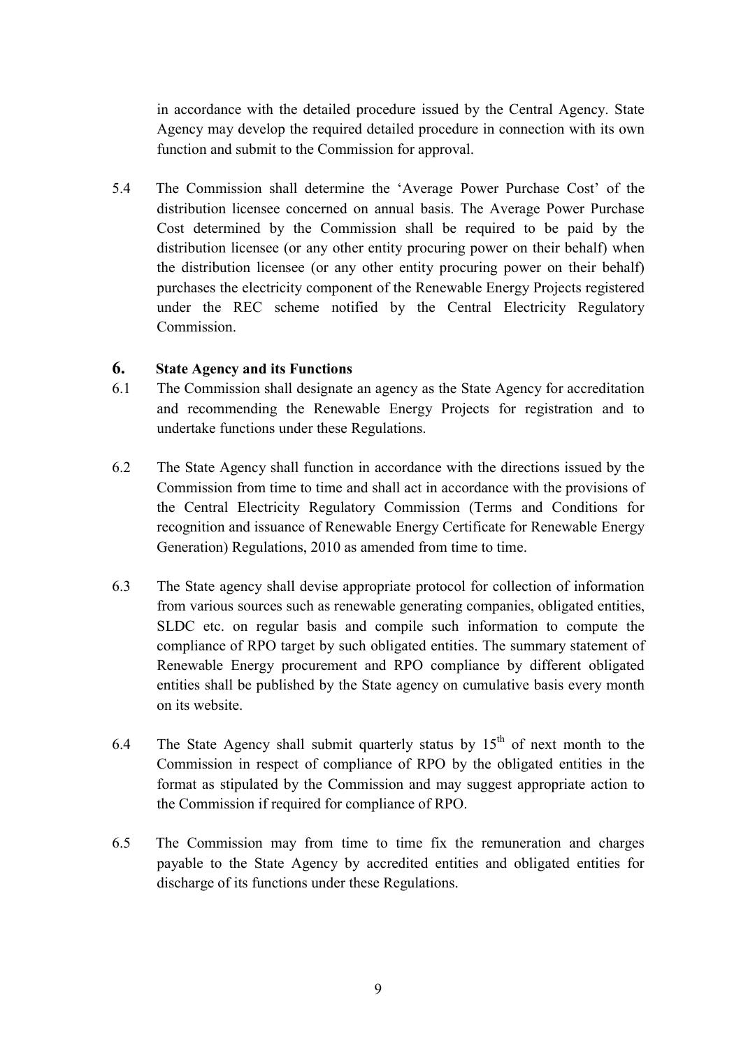in accordance with the detailed procedure issued by the Central Agency. State Agency may develop the required detailed procedure in connection with its own function and submit to the Commission for approval.

5.4 The Commission shall determine the 'Average Power Purchase Cost' of the distribution licensee concerned on annual basis. The Average Power Purchase Cost determined by the Commission shall be required to be paid by the distribution licensee (or any other entity procuring power on their behalf) when the distribution licensee (or any other entity procuring power on their behalf) purchases the electricity component of the Renewable Energy Projects registered under the REC scheme notified by the Central Electricity Regulatory Commission.

## 6. State Agency and its Functions

6.1 The Commission shall designate an agency as the State Agency for accreditation and recommending the Renewable Energy Projects for registration and to undertake functions under these Regulations.

6.2 The State Agency shall function in accordance with the directions issued by the Commission from time to time and shall act in accordance with the provisions of the Central Electricity Regulatory Commission (Terms and Conditions for recognition and issuance of Renewable Energy Certificate for Renewable Energy Generation) Regulations, 2010 as amended from time to time.

6.3 The State agency shall devise appropriate protocol for collection of information from various sources such as renewable generating companies, obligated entities, SLDC etc. on regular basis and compile such information to compute the compliance of RPO target by such obligated entities. The summary statement of Renewable Energy procurement and RPO compliance by different obligated entities shall be published by the State agency on cumulative basis every month on its website.

6.4 The State Agency shall submit quarterly status by 15th of next month to the Commission in respect of compliance of RPO by the obligated entities in the format as stipulated by the Commission and may suggest appropriate action to the Commission if required for compliance of RPO.

6.5 The Commission may from time to time fix the remuneration and charges payable to the State Agency by accredited entities and obligated entities for discharge of its functions under these Regulations.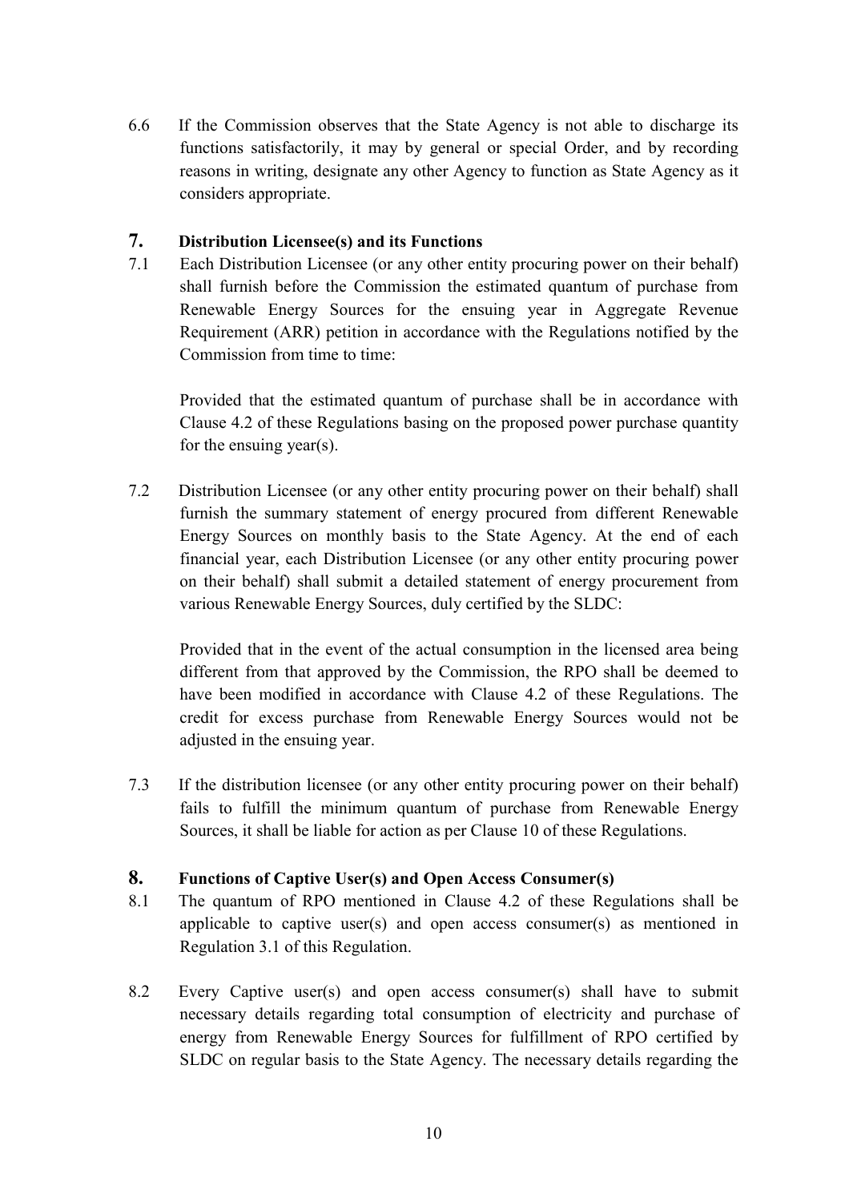6.6 If the Commission observes that the State Agency is not able to discharge its functions satisfactorily, it may by general or special Order, and by recording reasons in writing, designate any other Agency to function as State Agency as it considers appropriate.

## 7. Distribution Licensee(s) and its Functions

7.1 Each Distribution Licensee (or any other entity procuring power on their behalf) shall furnish before the Commission the estimated quantum of purchase from Renewable Energy Sources for the ensuing year in Aggregate Revenue Requirement (ARR) petition in accordance with the Regulations notified by the Commission from time to time:

Provided that the estimated quantum of purchase shall be in accordance with Clause 4.2 of these Regulations basing on the proposed power purchase quantity for the ensuing year(s).

7.2 Distribution Licensee (or any other entity procuring power on their behalf) shall furnish the summary statement of energy procured from different Renewable Energy Sources on monthly basis to the State Agency. At the end of each financial year, each Distribution Licensee (or any other entity procuring power on their behalf) shall submit a detailed statement of energy procurement from various Renewable Energy Sources, duly certified by the SLDC:

Provided that in the event of the actual consumption in the licensed area being different from that approved by the Commission, the RPO shall be deemed to have been modified in accordance with Clause 4.2 of these Regulations. The credit for excess purchase from Renewable Energy Sources would not be adjusted in the ensuing year.

7.3 If the distribution licensee (or any other entity procuring power on their behalf) fails to fulfill the minimum quantum of purchase from Renewable Energy Sources, it shall be liable for action as per Clause 10 of these Regulations.

## 8. Functions of Captive User(s) and Open Access Consumer(s)

8.1 The quantum of RPO mentioned in Clause 4.2 of these Regulations shall be applicable to captive user(s) and open access consumer(s) as mentioned in Regulation 3.1 of this Regulation.

8.2 Every Captive user(s) and open access consumer(s) shall have to submit necessary details regarding total consumption of electricity and purchase of energy from Renewable Energy Sources for fulfillment of RPO certified by SLDC on regular basis to the State Agency. The necessary details regarding the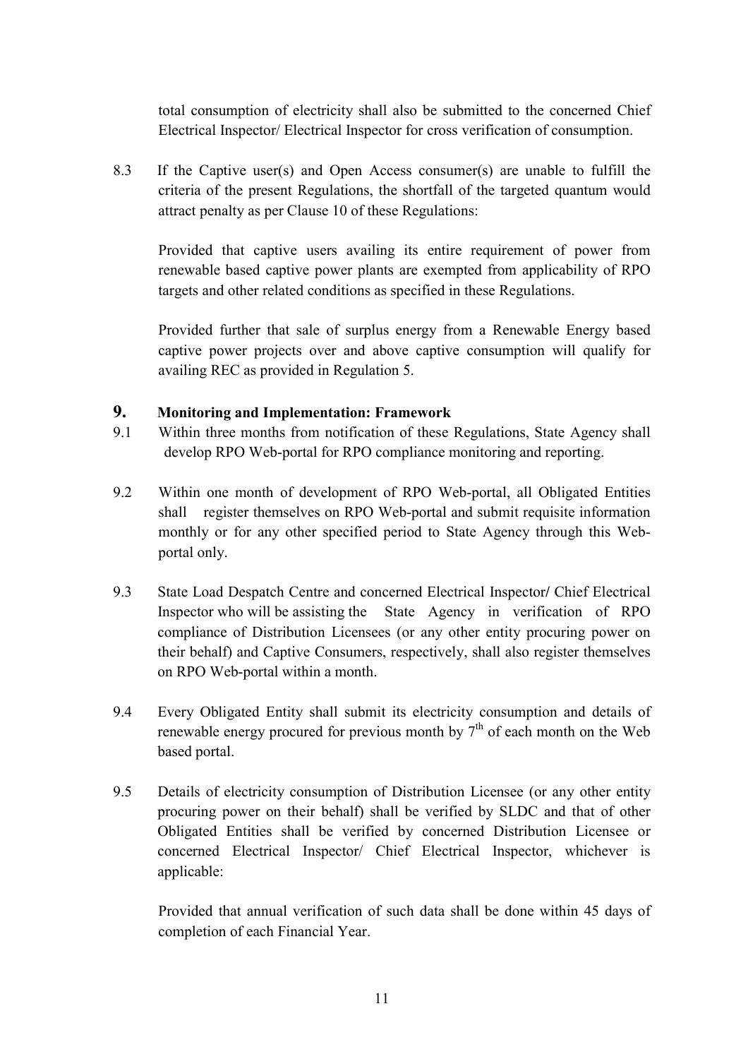total consumption of electricity shall also be submitted to the concerned Chief Electrical Inspector/ Electrical Inspector for cross verification of consumption.

8.3 If the Captive user(s) and Open Access consumer(s) are unable to fulfill the criteria of the present Regulations, the shortfall of the targeted quantum would attract penalty as per Clause 10 of these Regulations:

Provided that captive users availing its entire requirement of power from renewable based captive power plants are exempted from applicability of RPO targets and other related conditions as specified in these Regulations.

Provided further that sale of surplus energy from a Renewable Energy based captive power projects over and above captive consumption will qualify for availing REC as provided in Regulation 5.

## 9. Monitoring and Implementation: Framework

9.1 Within three months from notification of these Regulations, State Agency shall develop RPO Web-portal for RPO compliance monitoring and reporting.

9.2 Within one month of development of RPO Web-portal, all Obligated Entities shall register themselves on RPO Web-portal and submit requisite information monthly or for any other specified period to State Agency through this Web-portal only.

9.3 State Load Despatch Centre and concerned Electrical Inspector/ Chief Electrical Inspector who will be assisting the State Agency in verification of RPO compliance of Distribution Licensees (or any other entity procuring power on their behalf) and Captive Consumers, respectively, shall also register themselves on RPO Web-portal within a month.

9.4 Every Obligated Entity shall submit its electricity consumption and details of renewable energy procured for previous month by 7th of each month on the Web based portal.

9.5 Details of electricity consumption of Distribution Licensee (or any other entity procuring power on their behalf) shall be verified by SLDC and that of other Obligated Entities shall be verified by concerned Distribution Licensee or concerned Electrical Inspector/ Chief Electrical Inspector, whichever is applicable:

Provided that annual verification of such data shall be done within 45 days of completion of each Financial Year.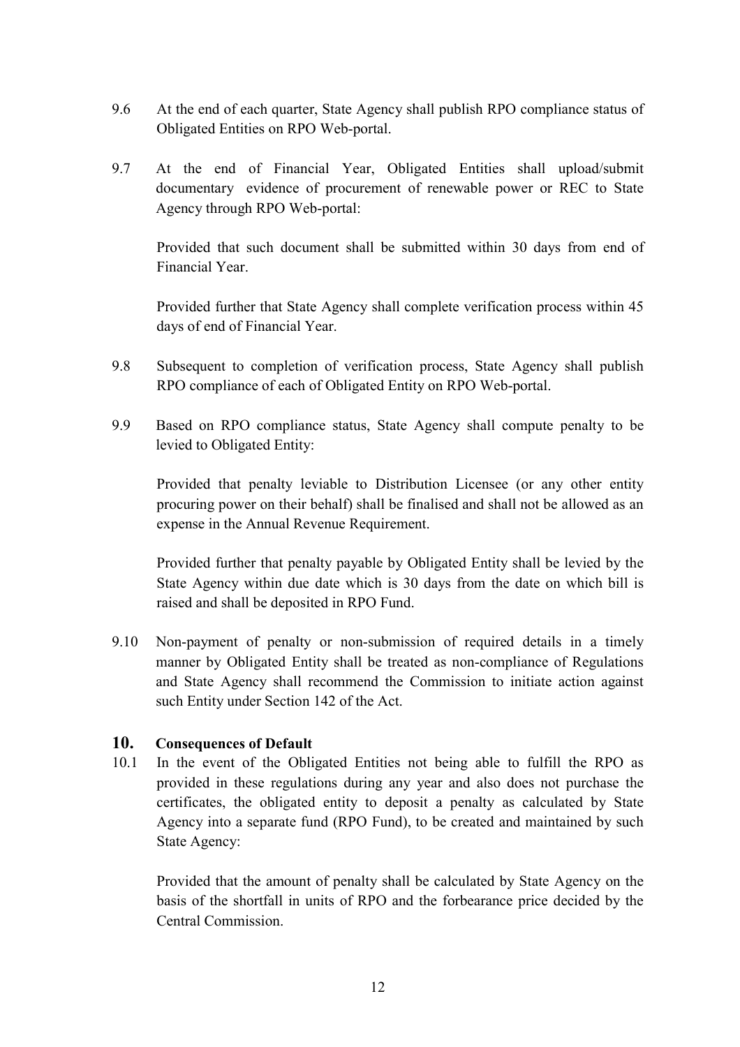9.6 At the end of each quarter, State Agency shall publish RPO compliance status of Obligated Entities on RPO Web-portal.

9.7 At the end of Financial Year, Obligated Entities shall upload/submit documentary evidence of procurement of renewable power or REC to State Agency through RPO Web-portal:

Provided that such document shall be submitted within 30 days from end of Financial Year.

Provided further that State Agency shall complete verification process within 45 days of end of Financial Year.

9.8 Subsequent to completion of verification process, State Agency shall publish RPO compliance of each of Obligated Entity on RPO Web-portal.

9.9 Based on RPO compliance status, State Agency shall compute penalty to be levied to Obligated Entity:

Provided that penalty leviable to Distribution Licensee (or any other entity procuring power on their behalf) shall be finalised and shall not be allowed as an expense in the Annual Revenue Requirement.

Provided further that penalty payable by Obligated Entity shall be levied by the State Agency within due date which is 30 days from the date on which bill is raised and shall be deposited in RPO Fund.

9.10 Non-payment of penalty or non-submission of required details in a timely manner by Obligated Entity shall be treated as non-compliance of Regulations and State Agency shall recommend the Commission to initiate action against such Entity under Section 142 of the Act.

## 10. Consequences of Default

10.1 In the event of the Obligated Entities not being able to fulfill the RPO as provided in these regulations during any year and also does not purchase the certificates, the obligated entity to deposit a penalty as calculated by State Agency into a separate fund (RPO Fund), to be created and maintained by such State Agency:

Provided that the amount of penalty shall be calculated by State Agency on the basis of the shortfall in units of RPO and the forbearance price decided by the Central Commission.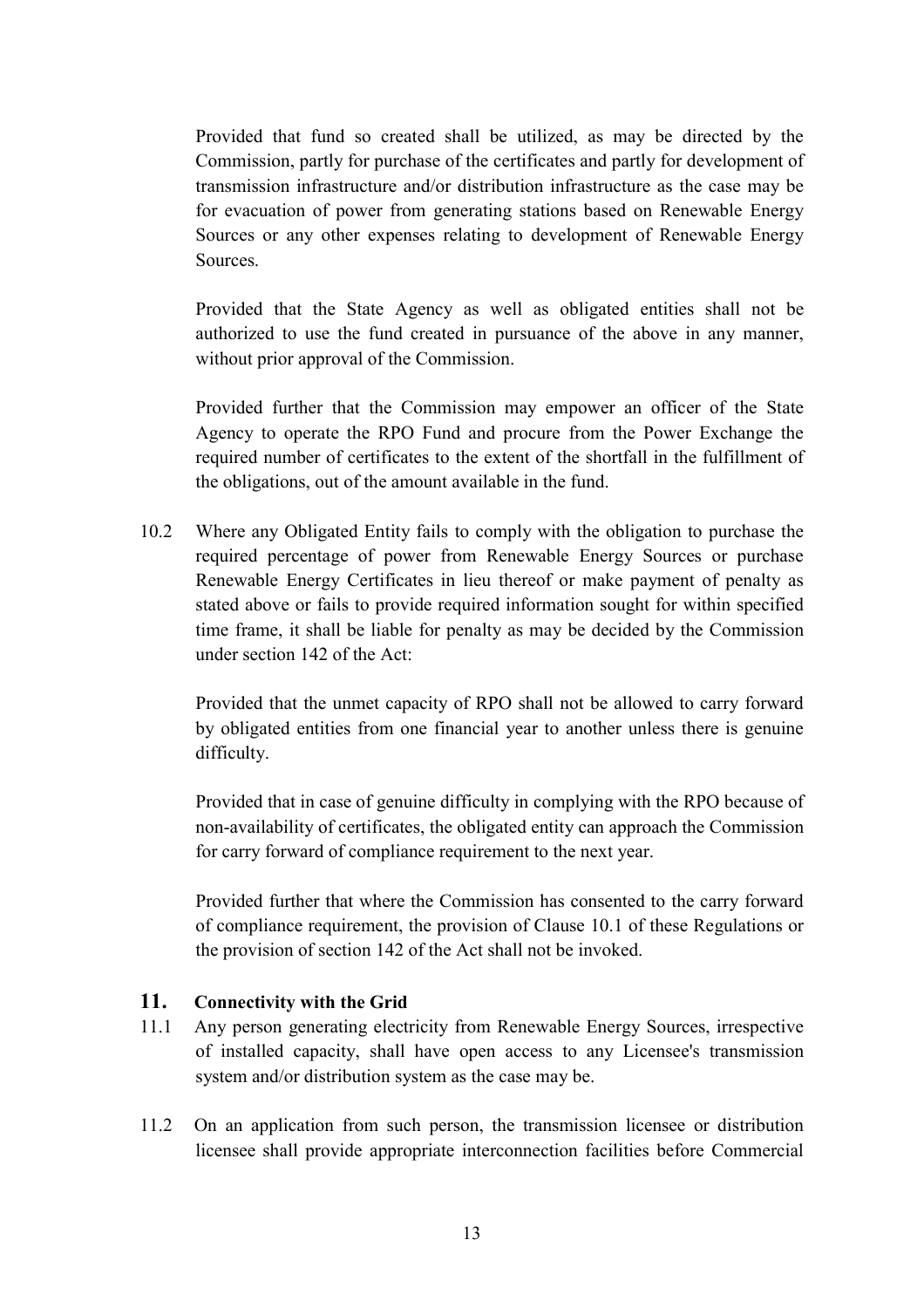Provided that fund so created shall be utilized, as may be directed by the Commission, partly for purchase of the certificates and partly for development of transmission infrastructure and/or distribution infrastructure as the case may be for evacuation of power from generating stations based on Renewable Energy Sources or any other expenses relating to development of Renewable Energy Sources.

Provided that the State Agency as well as obligated entities shall not be authorized to use the fund created in pursuance of the above in any manner, without prior approval of the Commission.

Provided further that the Commission may empower an officer of the State Agency to operate the RPO Fund and procure from the Power Exchange the required number of certificates to the extent of the shortfall in the fulfillment of the obligations, out of the amount available in the fund.

10.2 Where any Obligated Entity fails to comply with the obligation to purchase the required percentage of power from Renewable Energy Sources or purchase Renewable Energy Certificates in lieu thereof or make payment of penalty as stated above or fails to provide required information sought for within specified time frame, it shall be liable for penalty as may be decided by the Commission under section 142 of the Act:

Provided that the unmet capacity of RPO shall not be allowed to carry forward by obligated entities from one financial year to another unless there is genuine difficulty.

Provided that in case of genuine difficulty in complying with the RPO because of non-availability of certificates, the obligated entity can approach the Commission for carry forward of compliance requirement to the next year.

Provided further that where the Commission has consented to the carry forward of compliance requirement, the provision of Clause 10.1 of these Regulations or the provision of section 142 of the Act shall not be invoked.

## 11. Connectivity with the Grid

11.1 Any person generating electricity from Renewable Energy Sources, irrespective of installed capacity, shall have open access to any Licensee's transmission system and/or distribution system as the case may be.

11.2 On an application from such person, the transmission licensee or distribution licensee shall provide appropriate interconnection facilities before Commercial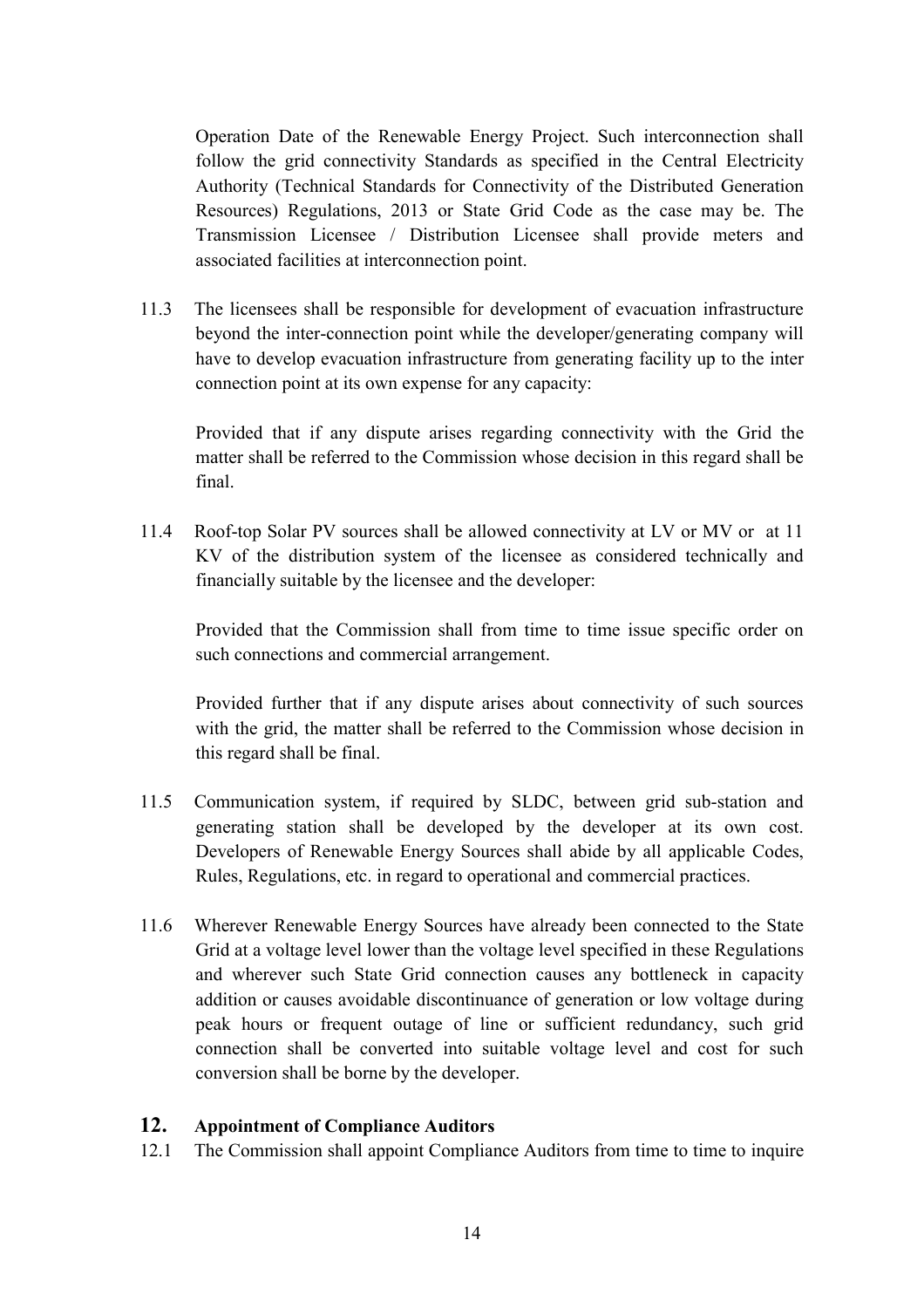Operation Date of the Renewable Energy Project. Such interconnection shall follow the grid connectivity Standards as specified in the Central Electricity Authority (Technical Standards for Connectivity of the Distributed Generation Resources) Regulations, 2013 or State Grid Code as the case may be. The Transmission Licensee / Distribution Licensee shall provide meters and associated facilities at interconnection point.

11.3 The licensees shall be responsible for development of evacuation infrastructure beyond the inter-connection point while the developer/generating company will have to develop evacuation infrastructure from generating facility up to the inter connection point at its own expense for any capacity:

Provided that if any dispute arises regarding connectivity with the Grid the matter shall be referred to the Commission whose decision in this regard shall be final.

11.4 Roof-top Solar PV sources shall be allowed connectivity at LV or MV or at 11 KV of the distribution system of the licensee as considered technically and financially suitable by the licensee and the developer:

Provided that the Commission shall from time to time issue specific order on such connections and commercial arrangement.

Provided further that if any dispute arises about connectivity of such sources with the grid, the matter shall be referred to the Commission whose decision in this regard shall be final.

11.5 Communication system, if required by SLDC, between grid sub-station and generating station shall be developed by the developer at its own cost. Developers of Renewable Energy Sources shall abide by all applicable Codes, Rules, Regulations, etc. in regard to operational and commercial practices.

11.6 Wherever Renewable Energy Sources have already been connected to the State Grid at a voltage level lower than the voltage level specified in these Regulations and wherever such State Grid connection causes any bottleneck in capacity addition or causes avoidable discontinuance of generation or low voltage during peak hours or frequent outage of line or sufficient redundancy, such grid connection shall be converted into suitable voltage level and cost for such conversion shall be borne by the developer.

## 12. Appointment of Compliance Auditors

12.1 The Commission shall appoint Compliance Auditors from time to time to inquire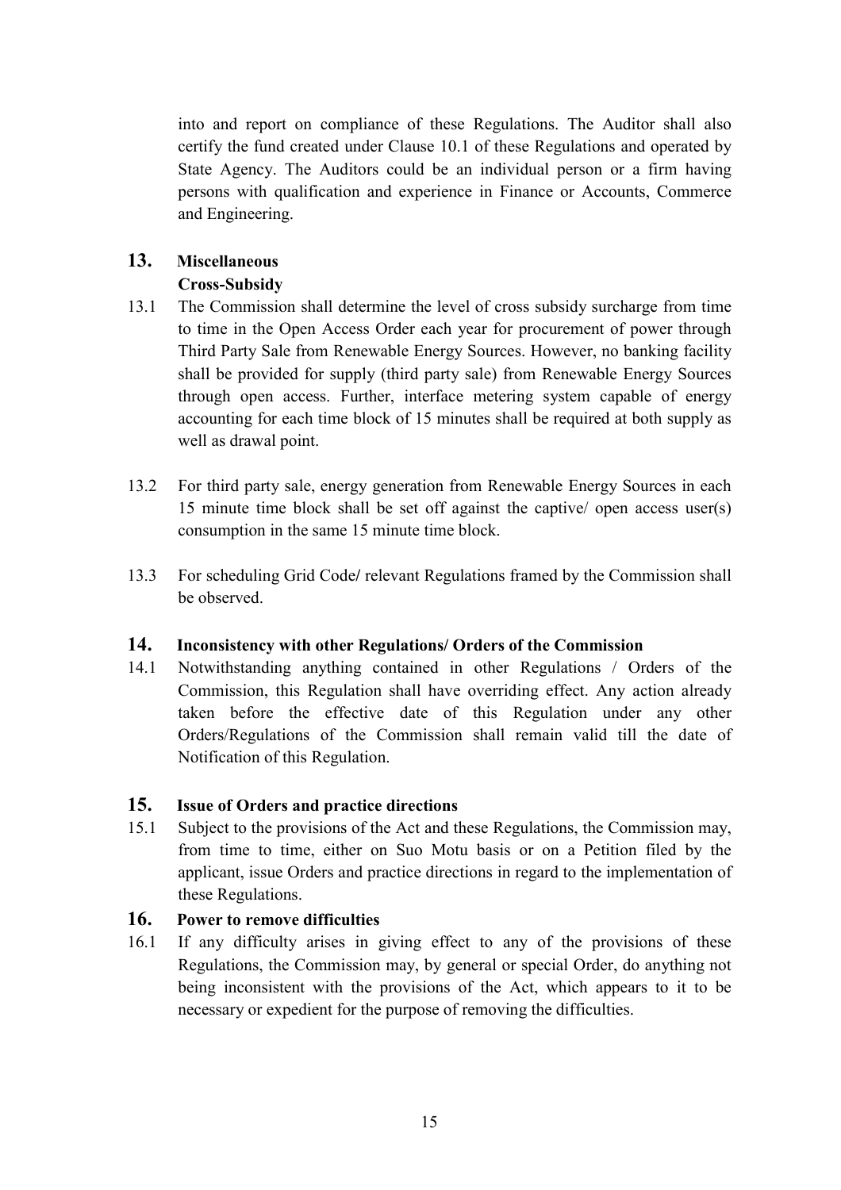into and report on compliance of these Regulations. The Auditor shall also certify the fund created under Clause 10.1 of these Regulations and operated by State Agency. The Auditors could be an individual person or a firm having persons with qualification and experience in Finance or Accounts, Commerce and Engineering.

## 13. Miscellaneous

**Cross-Subsidy**

13.1 The Commission shall determine the level of cross subsidy surcharge from time to time in the Open Access Order each year for procurement of power through Third Party Sale from Renewable Energy Sources. However, no banking facility shall be provided for supply (third party sale) from Renewable Energy Sources through open access. Further, interface metering system capable of energy accounting for each time block of 15 minutes shall be required at both supply as well as drawal point.

13.2 For third party sale, energy generation from Renewable Energy Sources in each 15 minute time block shall be set off against the captive/ open access user(s) consumption in the same 15 minute time block.

13.3 For scheduling Grid Code/ relevant Regulations framed by the Commission shall be observed.

## 14. Inconsistency with other Regulations/ Orders of the Commission

14.1 Notwithstanding anything contained in other Regulations / Orders of the Commission, this Regulation shall have overriding effect. Any action already taken before the effective date of this Regulation under any other Orders/Regulations of the Commission shall remain valid till the date of Notification of this Regulation.

## 15. Issue of Orders and practice directions

15.1 Subject to the provisions of the Act and these Regulations, the Commission may, from time to time, either on Suo Motu basis or on a Petition filed by the applicant, issue Orders and practice directions in regard to the implementation of these Regulations.

## 16. Power to remove difficulties

16.1 If any difficulty arises in giving effect to any of the provisions of these Regulations, the Commission may, by general or special Order, do anything not being inconsistent with the provisions of the Act, which appears to it to be necessary or expedient for the purpose of removing the difficulties.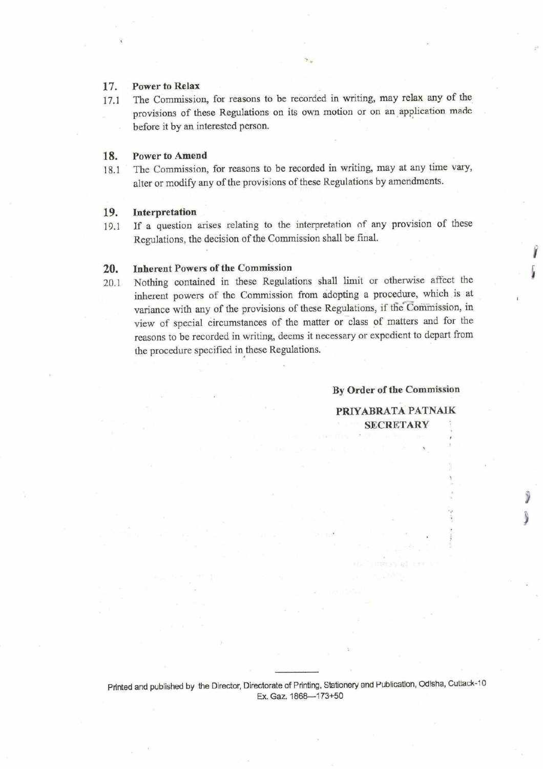## 17. Power to Relax

17.1 The Commission, for reasons to be recorded in writing, may relax any of the provisions of these Regulations on its own motion or on an application made before it by an interested person.

## 18. Power to Amend

18.1 The Commission, for reasons to be recorded in writing, may at any time vary, alter or modify any of the provisions of these Regulations by amendments.

## 19. Interpretation

19.1 If a question arises relating to the interpretation of any provision of these Regulations, the decision of the Commission shall be final.

## 20. Inherent Powers of the Commission

20.1 Nothing contained in these Regulations shall limit or otherwise affect the inherent powers of the Commission from adopting a procedure, which is at variance with any of the provisions of these Regulations, if the Commission, in view of special circumstances of the matter or class of matters and for the reasons to be recorded in writing, deems it necessary or expedient to depart from the procedure specified in these Regulations.

**By Order of the Commission**

**PRIYABRATA PATNAIK**
**SECRETARY**

Printed and published by the Director, Directorate of Printing, Stationery and Publication, Odisha, Cuttack-10
Ex. Gaz. 1868—173+50